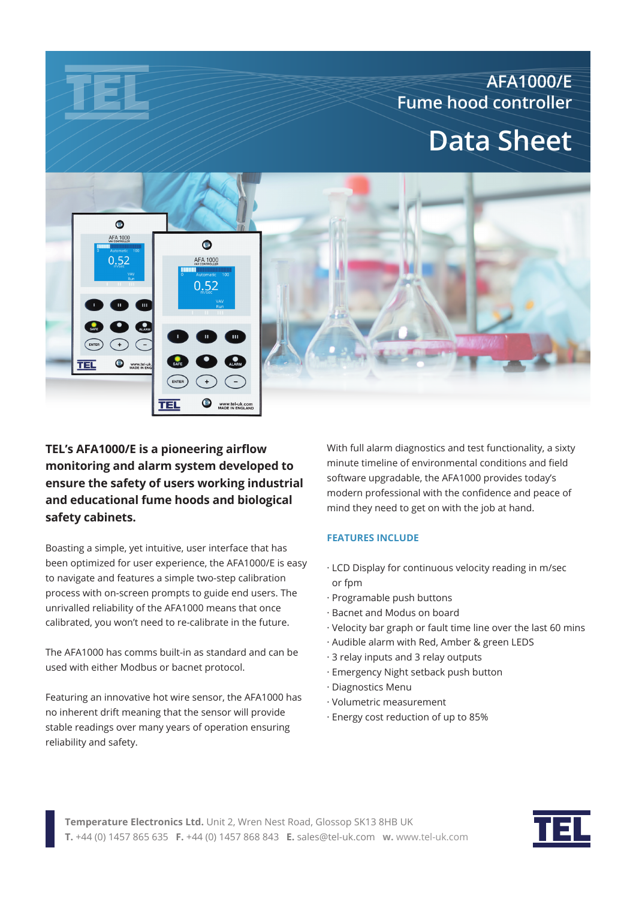# AFA1000/E
## Fume hood controller
# Data Sheet

**TEL's AFA1000/E is a pioneering airflow monitoring and alarm system developed to ensure the safety of users working industrial and educational fume hoods and biological safety cabinets.**

Boasting a simple, yet intuitive, user interface that has been optimized for user experience, the AFA1000/E is easy to navigate and features a simple two-step calibration process with on-screen prompts to guide end users. The unrivalled reliability of the AFA1000 means that once calibrated, you won't need to re-calibrate in the future.

The AFA1000 has comms built-in as standard and can be used with either Modbus or bacnet protocol.

Featuring an innovative hot wire sensor, the AFA1000 has no inherent drift meaning that the sensor will provide stable readings over many years of operation ensuring reliability and safety.

With full alarm diagnostics and test functionality, a sixty minute timeline of environmental conditions and field software upgradable, the AFA1000 provides today's modern professional with the confidence and peace of mind they need to get on with the job at hand.

### FEATURES INCLUDE

- LCD Display for continuous velocity reading in m/sec or fpm
- Programable push buttons
- Bacnet and Modus on board
- Velocity bar graph or fault time line over the last 60 mins
- Audible alarm with Red, Amber & green LEDS
- 3 relay inputs and 3 relay outputs
- Emergency Night setback push button
- Diagnostics Menu
- Volumetric measurement
- Energy cost reduction of up to 85%

**Temperature Electronics Ltd.** Unit 2, Wren Nest Road, Glossop SK13 8HB UK
**T.** +44 (0) 1457 865 635 **F.** +44 (0) 1457 868 843 **E.** sales@tel-uk.com **w.** www.tel-uk.com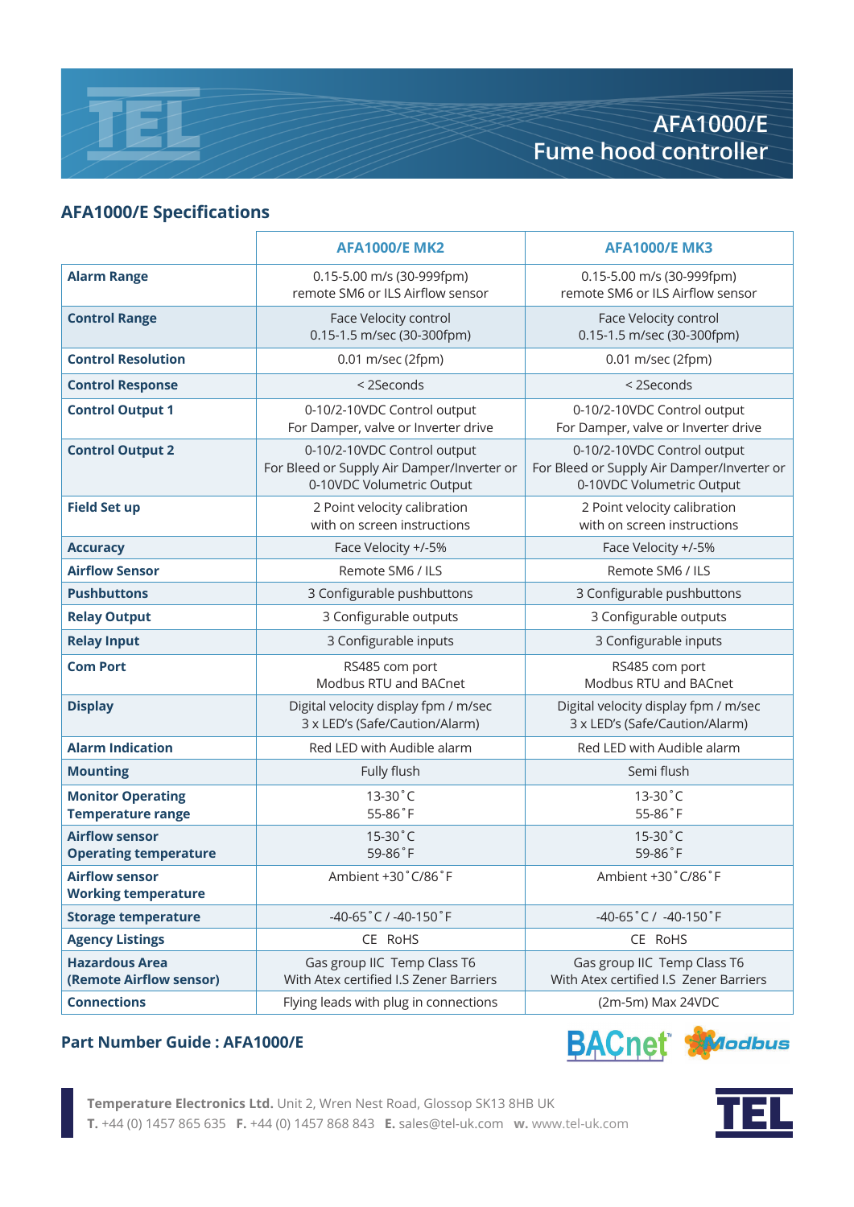# AFA1000/E
# Fume hood controller

## AFA1000/E Specifications

| | AFA1000/E MK2 | AFA1000/E MK3 |
|---|---|---|
| **Alarm Range** | 0.15-5.00 m/s (30-999fpm) remote SM6 or ILS Airflow sensor | 0.15-5.00 m/s (30-999fpm) remote SM6 or ILS Airflow sensor |
| **Control Range** | Face Velocity control 0.15-1.5 m/sec (30-300fpm) | Face Velocity control 0.15-1.5 m/sec (30-300fpm) |
| **Control Resolution** | 0.01 m/sec (2fpm) | 0.01 m/sec (2fpm) |
| **Control Response** | < 2Seconds | < 2Seconds |
| **Control Output 1** | 0-10/2-10VDC Control output For Damper, valve or Inverter drive | 0-10/2-10VDC Control output For Damper, valve or Inverter drive |
| **Control Output 2** | 0-10/2-10VDC Control output For Bleed or Supply Air Damper/Inverter or 0-10VDC Volumetric Output | 0-10/2-10VDC Control output For Bleed or Supply Air Damper/Inverter or 0-10VDC Volumetric Output |
| **Field Set up** | 2 Point velocity calibration with on screen instructions | 2 Point velocity calibration with on screen instructions |
| **Accuracy** | Face Velocity +/-5% | Face Velocity +/-5% |
| **Airflow Sensor** | Remote SM6 / ILS | Remote SM6 / ILS |
| **Pushbuttons** | 3 Configurable pushbuttons | 3 Configurable pushbuttons |
| **Relay Output** | 3 Configurable outputs | 3 Configurable outputs |
| **Relay Input** | 3 Configurable inputs | 3 Configurable inputs |
| **Com Port** | RS485 com port Modbus RTU and BACnet | RS485 com port Modbus RTU and BACnet |
| **Display** | Digital velocity display fpm / m/sec 3 x LED's (Safe/Caution/Alarm) | Digital velocity display fpm / m/sec 3 x LED's (Safe/Caution/Alarm) |
| **Alarm Indication** | Red LED with Audible alarm | Red LED with Audible alarm |
| **Mounting** | Fully flush | Semi flush |
| **Monitor Operating Temperature range** | 13-30˚C 55-86˚F | 13-30˚C 55-86˚F |
| **Airflow sensor Operating temperature** | 15-30˚C 59-86˚F | 15-30˚C 59-86˚F |
| **Airflow sensor Working temperature** | Ambient +30˚C/86˚F | Ambient +30˚C/86˚F |
| **Storage temperature** | -40-65˚C / -40-150˚F | -40-65˚C / -40-150˚F |
| **Agency Listings** | CE RoHS | CE RoHS |
| **Hazardous Area (Remote Airflow sensor)** | Gas group IIC Temp Class T6 With Atex certified I.S Zener Barriers | Gas group IIC Temp Class T6 With Atex certified I.S Zener Barriers |
| **Connections** | Flying leads with plug in connections | (2m-5m) Max 24VDC |

## Part Number Guide : AFA1000/E

**Temperature Electronics Ltd.** Unit 2, Wren Nest Road, Glossop SK13 8HB UK
**T.** +44 (0) 1457 865 635 **F.** +44 (0) 1457 868 843 **E.** sales@tel-uk.com **w.** www.tel-uk.com